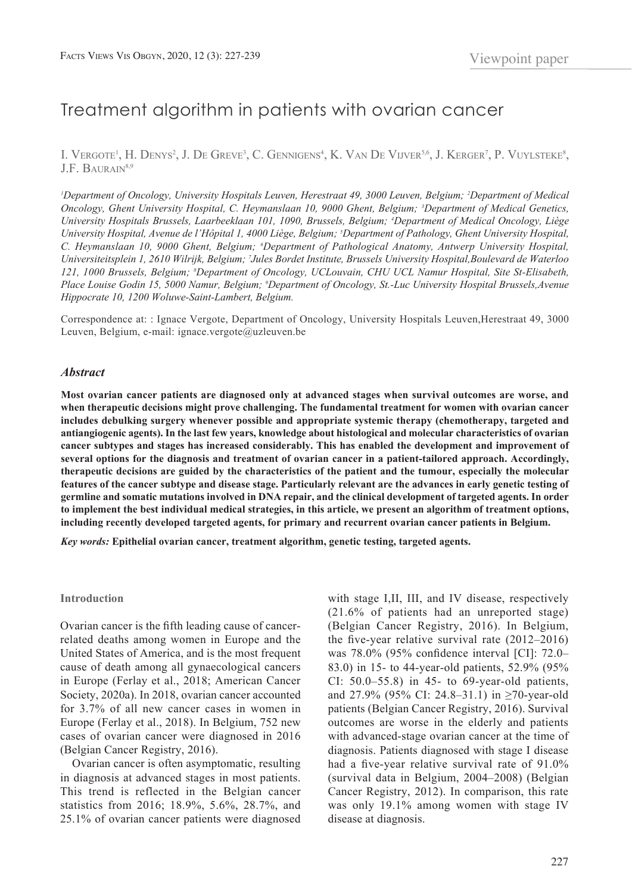Viewpoint paper

# Treatment algorithm in patients with ovarian cancer

I. Vergote[1], H. Denys[2], J. De Greve[3], C. Gennigens[4], K. Van De Vijver[5,6], J. Kerger[7], P. Vuylsteke[8], J.F. Baurain[8,9]

*[1]Department of Oncology, University Hospitals Leuven, Herestraat 49, 3000 Leuven, Belgium; [2]Department of Medical Oncology, Ghent University Hospital, C. Heymanslaan 10, 9000 Ghent, Belgium; [3]Department of Medical Genetics, University Hospitals Brussels, Laarbeeklaan 101, 1090, Brussels, Belgium; [4]Department of Medical Oncology, Liège University Hospital, Avenue de l'Hôpital 1, 4000 Liège, Belgium; [5]Department of Pathology, Ghent University Hospital, C. Heymanslaan 10, 9000 Ghent, Belgium; [6]Department of Pathological Anatomy, Antwerp University Hospital, Universiteitsplein 1, 2610 Wilrijk, Belgium; [7]Jules Bordet Institute, Brussels University Hospital,Boulevard de Waterloo 121, 1000 Brussels, Belgium; [8]Department of Oncology, UCLouvain, CHU UCL Namur Hospital, Site St-Elisabeth, Place Louise Godin 15, 5000 Namur, Belgium; [9]Department of Oncology, St.-Luc University Hospital Brussels,Avenue Hippocrate 10, 1200 Woluwe-Saint-Lambert, Belgium.*

Correspondence at: : Ignace Vergote, Department of Oncology, University Hospitals Leuven,Herestraat 49, 3000 Leuven, Belgium, e-mail: ignace.vergote@uzleuven.be

### *Abstract*

**Most ovarian cancer patients are diagnosed only at advanced stages when survival outcomes are worse, and when therapeutic decisions might prove challenging. The fundamental treatment for women with ovarian cancer includes debulking surgery whenever possible and appropriate systemic therapy (chemotherapy, targeted and antiangiogenic agents). In the last few years, knowledge about histological and molecular characteristics of ovarian cancer subtypes and stages has increased considerably. This has enabled the development and improvement of several options for the diagnosis and treatment of ovarian cancer in a patient-tailored approach. Accordingly, therapeutic decisions are guided by the characteristics of the patient and the tumour, especially the molecular features of the cancer subtype and disease stage. Particularly relevant are the advances in early genetic testing of germline and somatic mutations involved in DNA repair, and the clinical development of targeted agents. In order to implement the best individual medical strategies, in this article, we present an algorithm of treatment options, including recently developed targeted agents, for primary and recurrent ovarian cancer patients in Belgium.**

***Key words:*** **Epithelial ovarian cancer, treatment algorithm, genetic testing, targeted agents.**

## Introduction

Ovarian cancer is the fifth leading cause of cancer-related deaths among women in Europe and the United States of America, and is the most frequent cause of death among all gynaecological cancers in Europe (Ferlay et al., 2018; American Cancer Society, 2020a). In 2018, ovarian cancer accounted for 3.7% of all new cancer cases in women in Europe (Ferlay et al., 2018). In Belgium, 752 new cases of ovarian cancer were diagnosed in 2016 (Belgian Cancer Registry, 2016).

Ovarian cancer is often asymptomatic, resulting in diagnosis at advanced stages in most patients. This trend is reflected in the Belgian cancer statistics from 2016; 18.9%, 5.6%, 28.7%, and 25.1% of ovarian cancer patients were diagnosed with stage I,II, III, and IV disease, respectively (21.6% of patients had an unreported stage) (Belgian Cancer Registry, 2016). In Belgium, the five-year relative survival rate (2012–2016) was 78.0% (95% confidence interval [CI]: 72.0–83.0) in 15- to 44-year-old patients, 52.9% (95% CI: 50.0–55.8) in 45- to 69-year-old patients, and 27.9% (95% CI: 24.8–31.1) in ≥70-year-old patients (Belgian Cancer Registry, 2016). Survival outcomes are worse in the elderly and patients with advanced-stage ovarian cancer at the time of diagnosis. Patients diagnosed with stage I disease had a five-year relative survival rate of 91.0% (survival data in Belgium, 2004–2008) (Belgian Cancer Registry, 2012). In comparison, this rate was only 19.1% among women with stage IV disease at diagnosis.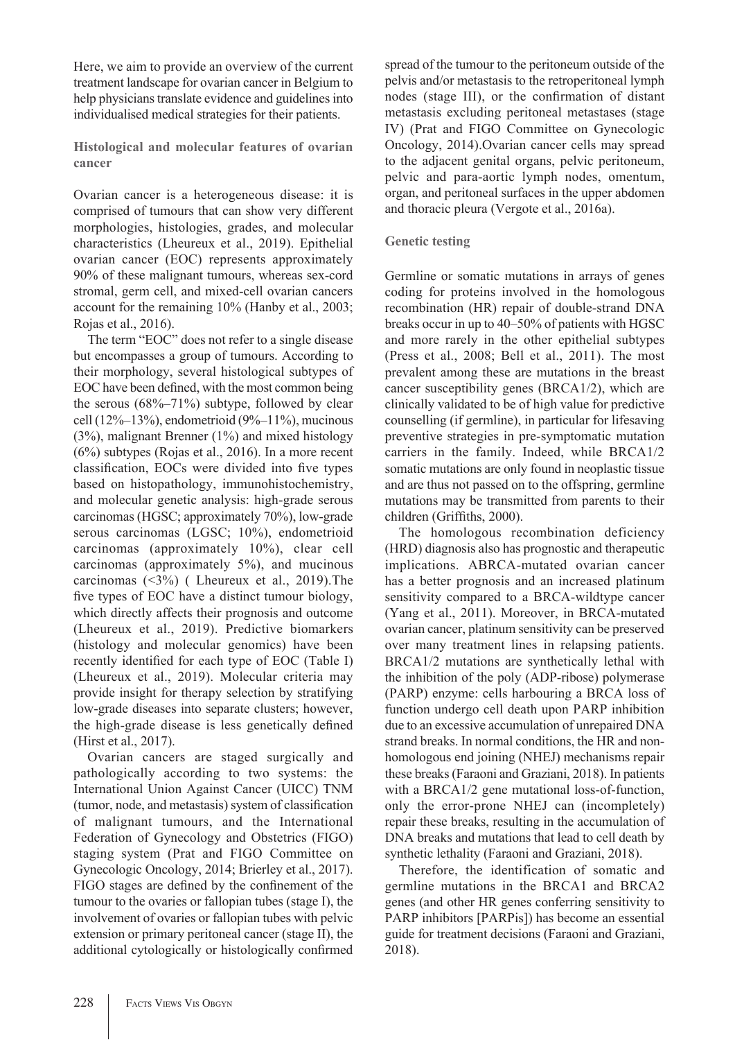Here, we aim to provide an overview of the current treatment landscape for ovarian cancer in Belgium to help physicians translate evidence and guidelines into individualised medical strategies for their patients.

## Histological and molecular features of ovarian cancer

Ovarian cancer is a heterogeneous disease: it is comprised of tumours that can show very different morphologies, histologies, grades, and molecular characteristics (Lheureux et al., 2019). Epithelial ovarian cancer (EOC) represents approximately 90% of these malignant tumours, whereas sex-cord stromal, germ cell, and mixed-cell ovarian cancers account for the remaining 10% (Hanby et al., 2003; Rojas et al., 2016).

The term "EOC" does not refer to a single disease but encompasses a group of tumours. According to their morphology, several histological subtypes of EOC have been defined, with the most common being the serous (68%–71%) subtype, followed by clear cell (12%–13%), endometrioid (9%–11%), mucinous (3%), malignant Brenner (1%) and mixed histology (6%) subtypes (Rojas et al., 2016). In a more recent classification, EOCs were divided into five types based on histopathology, immunohistochemistry, and molecular genetic analysis: high-grade serous carcinomas (HGSC; approximately 70%), low-grade serous carcinomas (LGSC; 10%), endometrioid carcinomas (approximately 10%), clear cell carcinomas (approximately 5%), and mucinous carcinomas (<3%) ( Lheureux et al., 2019).The five types of EOC have a distinct tumour biology, which directly affects their prognosis and outcome (Lheureux et al., 2019). Predictive biomarkers (histology and molecular genomics) have been recently identified for each type of EOC (Table I) (Lheureux et al., 2019). Molecular criteria may provide insight for therapy selection by stratifying low-grade diseases into separate clusters; however, the high-grade disease is less genetically defined (Hirst et al., 2017).

Ovarian cancers are staged surgically and pathologically according to two systems: the International Union Against Cancer (UICC) TNM (tumor, node, and metastasis) system of classification of malignant tumours, and the International Federation of Gynecology and Obstetrics (FIGO) staging system (Prat and FIGO Committee on Gynecologic Oncology, 2014; Brierley et al., 2017). FIGO stages are defined by the confinement of the tumour to the ovaries or fallopian tubes (stage I), the involvement of ovaries or fallopian tubes with pelvic extension or primary peritoneal cancer (stage II), the additional cytologically or histologically confirmed spread of the tumour to the peritoneum outside of the pelvis and/or metastasis to the retroperitoneal lymph nodes (stage III), or the confirmation of distant metastasis excluding peritoneal metastases (stage IV) (Prat and FIGO Committee on Gynecologic Oncology, 2014).Ovarian cancer cells may spread to the adjacent genital organs, pelvic peritoneum, pelvic and para-aortic lymph nodes, omentum, organ, and peritoneal surfaces in the upper abdomen and thoracic pleura (Vergote et al., 2016a).

## Genetic testing

Germline or somatic mutations in arrays of genes coding for proteins involved in the homologous recombination (HR) repair of double-strand DNA breaks occur in up to 40–50% of patients with HGSC and more rarely in the other epithelial subtypes (Press et al., 2008; Bell et al., 2011). The most prevalent among these are mutations in the breast cancer susceptibility genes (BRCA1/2), which are clinically validated to be of high value for predictive counselling (if germline), in particular for lifesaving preventive strategies in pre-symptomatic mutation carriers in the family. Indeed, while BRCA1/2 somatic mutations are only found in neoplastic tissue and are thus not passed on to the offspring, germline mutations may be transmitted from parents to their children (Griffiths, 2000).

The homologous recombination deficiency (HRD) diagnosis also has prognostic and therapeutic implications. ABRCA-mutated ovarian cancer has a better prognosis and an increased platinum sensitivity compared to a BRCA-wildtype cancer (Yang et al., 2011). Moreover, in BRCA-mutated ovarian cancer, platinum sensitivity can be preserved over many treatment lines in relapsing patients. BRCA1/2 mutations are synthetically lethal with the inhibition of the poly (ADP-ribose) polymerase (PARP) enzyme: cells harbouring a BRCA loss of function undergo cell death upon PARP inhibition due to an excessive accumulation of unrepaired DNA strand breaks. In normal conditions, the HR and non-homologous end joining (NHEJ) mechanisms repair these breaks (Faraoni and Graziani, 2018). In patients with a BRCA1/2 gene mutational loss-of-function, only the error-prone NHEJ can (incompletely) repair these breaks, resulting in the accumulation of DNA breaks and mutations that lead to cell death by synthetic lethality (Faraoni and Graziani, 2018).

Therefore, the identification of somatic and germline mutations in the BRCA1 and BRCA2 genes (and other HR genes conferring sensitivity to PARP inhibitors [PARPis]) has become an essential guide for treatment decisions (Faraoni and Graziani, 2018).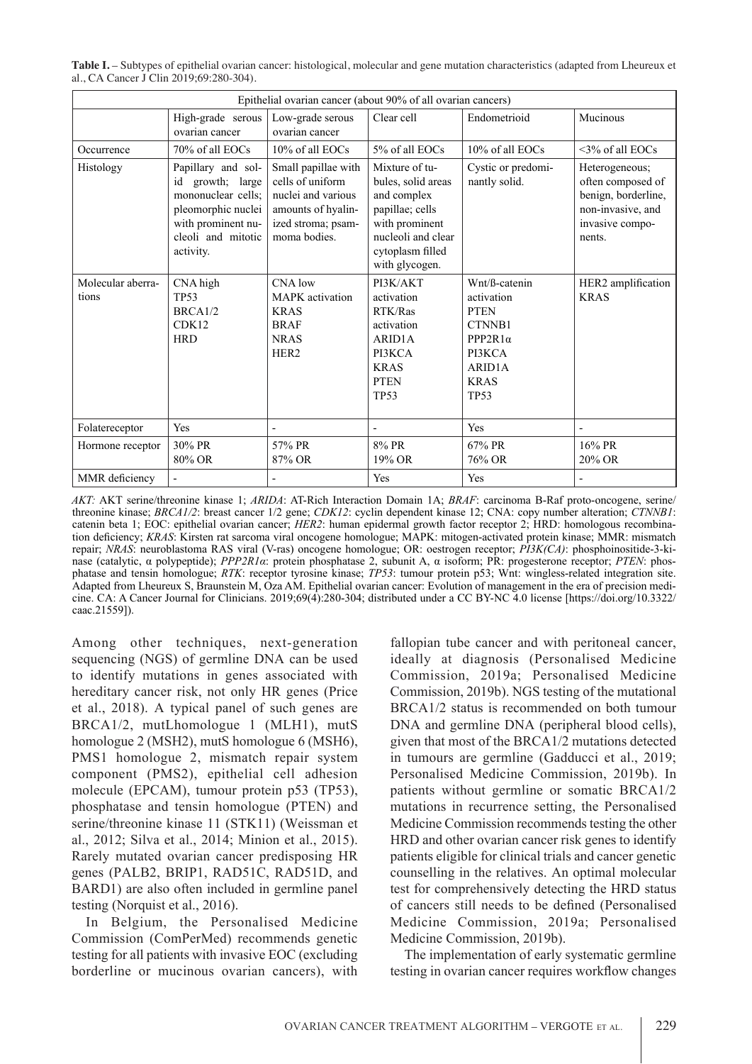**Table I.** – Subtypes of epithelial ovarian cancer: histological, molecular and gene mutation characteristics (adapted from Lheureux et al., CA Cancer J Clin 2019;69:280-304).

| Epithelial ovarian cancer (about 90% of all ovarian cancers) | | | | | |
|---|---|---|---|---|---|
| | High-grade serous ovarian cancer | Low-grade serous ovarian cancer | Clear cell | Endometrioid | Mucinous |
| Occurrence | 70% of all EOCs | 10% of all EOCs | 5% of all EOCs | 10% of all EOCs | <3% of all EOCs |
| Histology | Papillary and solid growth; large mononuclear cells; pleomorphic nuclei with prominent nucleoli and mitotic activity. | Small papillae with cells of uniform nuclei and various amounts of hyalinized stroma; psammoma bodies. | Mixture of tubules, solid areas and complex papillae; cells with prominent nucleoli and clear cytoplasm filled with glycogen. | Cystic or predominantly solid. | Heterogeneous; often composed of benign, borderline, non-invasive, and invasive components. |
| Molecular aberrations | CNA high<br>TP53<br>BRCA1/2<br>CDK12<br>HRD | CNA low<br>MAPK activation<br>KRAS<br>BRAF<br>NRAS<br>HER2 | PI3K/AKT activation<br>RTK/Ras activation<br>ARID1A<br>PI3KCA<br>KRAS<br>PTEN<br>TP53 | Wnt/ß-catenin activation<br>PTEN<br>CTNNB1<br>PPP2R1α<br>PI3KCA<br>ARID1A<br>KRAS<br>TP53 | HER2 amplification<br>KRAS |
| Folatereceptor | Yes | - | - | Yes | - |
| Hormone receptor | 30% PR<br>80% OR | 57% PR<br>87% OR | 8% PR<br>19% OR | 67% PR<br>76% OR | 16% PR<br>20% OR |
| MMR deficiency | - | - | Yes | Yes | - |

*AKT:* AKT serine/threonine kinase 1; *ARIDA*: AT-Rich Interaction Domain 1A; *BRAF*: carcinoma B-Raf proto-oncogene, serine/threonine kinase; *BRCA1/2*: breast cancer 1/2 gene; *CDK12*: cyclin dependent kinase 12; CNA: copy number alteration; *CTNNB1*: catenin beta 1; EOC: epithelial ovarian cancer; *HER2*: human epidermal growth factor receptor 2; HRD: homologous recombination deficiency; *KRAS*: Kirsten rat sarcoma viral oncogene homologue; MAPK: mitogen-activated protein kinase; MMR: mismatch repair; *NRAS*: neuroblastoma RAS viral (V-ras) oncogene homologue; OR: oestrogen receptor; *PI3K(CA)*: phosphoinositide-3-kinase (catalytic, α polypeptide); *PPP2R1α*: protein phosphatase 2, subunit A, α isoform; PR: progesterone receptor; *PTEN*: phosphatase and tensin homologue; *RTK*: receptor tyrosine kinase; *TP53*: tumour protein p53; Wnt: wingless-related integration site. Adapted from Lheureux S, Braunstein M, Oza AM. Epithelial ovarian cancer: Evolution of management in the era of precision medicine. CA: A Cancer Journal for Clinicians. 2019;69(4):280-304; distributed under a CC BY-NC 4.0 license [https://doi.org/10.3322/caac.21559]).

Among other techniques, next-generation sequencing (NGS) of germline DNA can be used to identify mutations in genes associated with hereditary cancer risk, not only HR genes (Price et al., 2018). A typical panel of such genes are BRCA1/2, mutLhomologue 1 (MLH1), mutS homologue 2 (MSH2), mutS homologue 6 (MSH6), PMS1 homologue 2, mismatch repair system component (PMS2), epithelial cell adhesion molecule (EPCAM), tumour protein p53 (TP53), phosphatase and tensin homologue (PTEN) and serine/threonine kinase 11 (STK11) (Weissman et al., 2012; Silva et al., 2014; Minion et al., 2015). Rarely mutated ovarian cancer predisposing HR genes (PALB2, BRIP1, RAD51C, RAD51D, and BARD1) are also often included in germline panel testing (Norquist et al., 2016).

In Belgium, the Personalised Medicine Commission (ComPerMed) recommends genetic testing for all patients with invasive EOC (excluding borderline or mucinous ovarian cancers), with fallopian tube cancer and with peritoneal cancer, ideally at diagnosis (Personalised Medicine Commission, 2019a; Personalised Medicine Commission, 2019b). NGS testing of the mutational BRCA1/2 status is recommended on both tumour DNA and germline DNA (peripheral blood cells), given that most of the BRCA1/2 mutations detected in tumours are germline (Gadducci et al., 2019; Personalised Medicine Commission, 2019b). In patients without germline or somatic BRCA1/2 mutations in recurrence setting, the Personalised Medicine Commission recommends testing the other HRD and other ovarian cancer risk genes to identify patients eligible for clinical trials and cancer genetic counselling in the relatives. An optimal molecular test for comprehensively detecting the HRD status of cancers still needs to be defined (Personalised Medicine Commission, 2019a; Personalised Medicine Commission, 2019b).

The implementation of early systematic germline testing in ovarian cancer requires workflow changes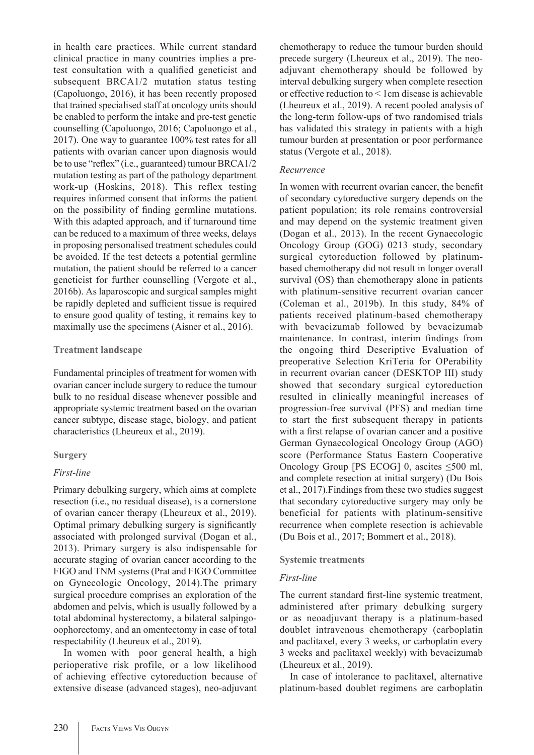in health care practices. While current standard clinical practice in many countries implies a pre-test consultation with a qualified geneticist and subsequent BRCA1/2 mutation status testing (Capoluongo, 2016), it has been recently proposed that trained specialised staff at oncology units should be enabled to perform the intake and pre-test genetic counselling (Capoluongo, 2016; Capoluongo et al., 2017). One way to guarantee 100% test rates for all patients with ovarian cancer upon diagnosis would be to use "reflex" (i.e., guaranteed) tumour BRCA1/2 mutation testing as part of the pathology department work-up (Hoskins, 2018). This reflex testing requires informed consent that informs the patient on the possibility of finding germline mutations. With this adapted approach, and if turnaround time can be reduced to a maximum of three weeks, delays in proposing personalised treatment schedules could be avoided. If the test detects a potential germline mutation, the patient should be referred to a cancer geneticist for further counselling (Vergote et al., 2016b). As laparoscopic and surgical samples might be rapidly depleted and sufficient tissue is required to ensure good quality of testing, it remains key to maximally use the specimens (Aisner et al., 2016).

## Treatment landscape

Fundamental principles of treatment for women with ovarian cancer include surgery to reduce the tumour bulk to no residual disease whenever possible and appropriate systemic treatment based on the ovarian cancer subtype, disease stage, biology, and patient characteristics (Lheureux et al., 2019).

### Surgery

#### *First-line*

Primary debulking surgery, which aims at complete resection (i.e., no residual disease), is a cornerstone of ovarian cancer therapy (Lheureux et al., 2019). Optimal primary debulking surgery is significantly associated with prolonged survival (Dogan et al., 2013). Primary surgery is also indispensable for accurate staging of ovarian cancer according to the FIGO and TNM systems (Prat and FIGO Committee on Gynecologic Oncology, 2014).The primary surgical procedure comprises an exploration of the abdomen and pelvis, which is usually followed by a total abdominal hysterectomy, a bilateral salpingo-oophorectomy, and an omentectomy in case of total respectability (Lheureux et al., 2019).

In women with poor general health, a high perioperative risk profile, or a low likelihood of achieving effective cytoreduction because of extensive disease (advanced stages), neo-adjuvant chemotherapy to reduce the tumour burden should precede surgery (Lheureux et al., 2019). The neo-adjuvant chemotherapy should be followed by interval debulking surgery when complete resection or effective reduction to < 1cm disease is achievable (Lheureux et al., 2019). A recent pooled analysis of the long-term follow-ups of two randomised trials has validated this strategy in patients with a high tumour burden at presentation or poor performance status (Vergote et al., 2018).

#### *Recurrence*

In women with recurrent ovarian cancer, the benefit of secondary cytoreductive surgery depends on the patient population; its role remains controversial and may depend on the systemic treatment given (Dogan et al., 2013). In the recent Gynaecologic Oncology Group (GOG) 0213 study, secondary surgical cytoreduction followed by platinum-based chemotherapy did not result in longer overall survival (OS) than chemotherapy alone in patients with platinum-sensitive recurrent ovarian cancer (Coleman et al., 2019b). In this study, 84% of patients received platinum-based chemotherapy with bevacizumab followed by bevacizumab maintenance. In contrast, interim findings from the ongoing third Descriptive Evaluation of preoperative Selection KriTeria for OPerability in recurrent ovarian cancer (DESKTOP III) study showed that secondary surgical cytoreduction resulted in clinically meaningful increases of progression-free survival (PFS) and median time to start the first subsequent therapy in patients with a first relapse of ovarian cancer and a positive German Gynaecological Oncology Group (AGO) score (Performance Status Eastern Cooperative Oncology Group [PS ECOG] 0, ascites ≤500 ml, and complete resection at initial surgery) (Du Bois et al., 2017).Findings from these two studies suggest that secondary cytoreductive surgery may only be beneficial for patients with platinum-sensitive recurrence when complete resection is achievable (Du Bois et al., 2017; Bommert et al., 2018).

### Systemic treatments

#### *First-line*

The current standard first-line systemic treatment, administered after primary debulking surgery or as neoadjuvant therapy is a platinum-based doublet intravenous chemotherapy (carboplatin and paclitaxel, every 3 weeks, or carboplatin every 3 weeks and paclitaxel weekly) with bevacizumab (Lheureux et al., 2019).

In case of intolerance to paclitaxel, alternative platinum-based doublet regimens are carboplatin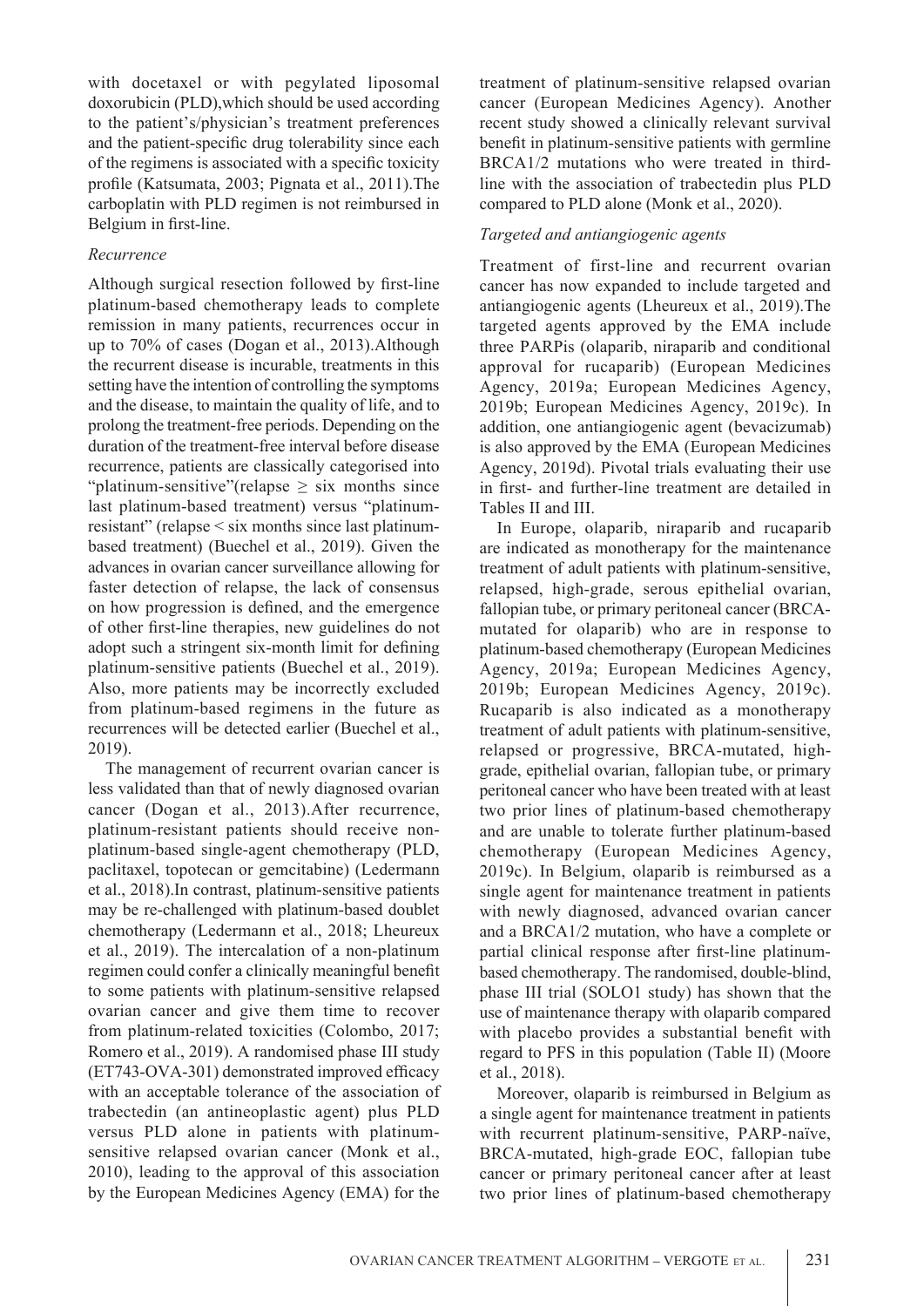with docetaxel or with pegylated liposomal doxorubicin (PLD),which should be used according to the patient's/physician's treatment preferences and the patient-specific drug tolerability since each of the regimens is associated with a specific toxicity profile (Katsumata, 2003; Pignata et al., 2011).The carboplatin with PLD regimen is not reimbursed in Belgium in first-line.

*Recurrence*

Although surgical resection followed by first-line platinum-based chemotherapy leads to complete remission in many patients, recurrences occur in up to 70% of cases (Dogan et al., 2013).Although the recurrent disease is incurable, treatments in this setting have the intention of controlling the symptoms and the disease, to maintain the quality of life, and to prolong the treatment-free periods. Depending on the duration of the treatment-free interval before disease recurrence, patients are classically categorised into "platinum-sensitive"(relapse ≥ six months since last platinum-based treatment) versus "platinum-resistant" (relapse < six months since last platinum-based treatment) (Buechel et al., 2019). Given the advances in ovarian cancer surveillance allowing for faster detection of relapse, the lack of consensus on how progression is defined, and the emergence of other first-line therapies, new guidelines do not adopt such a stringent six-month limit for defining platinum-sensitive patients (Buechel et al., 2019). Also, more patients may be incorrectly excluded from platinum-based regimens in the future as recurrences will be detected earlier (Buechel et al., 2019).

The management of recurrent ovarian cancer is less validated than that of newly diagnosed ovarian cancer (Dogan et al., 2013).After recurrence, platinum-resistant patients should receive non-platinum-based single-agent chemotherapy (PLD, paclitaxel, topotecan or gemcitabine) (Ledermann et al., 2018).In contrast, platinum-sensitive patients may be re-challenged with platinum-based doublet chemotherapy (Ledermann et al., 2018; Lheureux et al., 2019). The intercalation of a non-platinum regimen could confer a clinically meaningful benefit to some patients with platinum-sensitive relapsed ovarian cancer and give them time to recover from platinum-related toxicities (Colombo, 2017; Romero et al., 2019). A randomised phase III study (ET743-OVA-301) demonstrated improved efficacy with an acceptable tolerance of the association of trabectedin (an antineoplastic agent) plus PLD versus PLD alone in patients with platinum-sensitive relapsed ovarian cancer (Monk et al., 2010), leading to the approval of this association by the European Medicines Agency (EMA) for the treatment of platinum-sensitive relapsed ovarian cancer (European Medicines Agency). Another recent study showed a clinically relevant survival benefit in platinum-sensitive patients with germline BRCA1/2 mutations who were treated in third-line with the association of trabectedin plus PLD compared to PLD alone (Monk et al., 2020).

*Targeted and antiangiogenic agents*

Treatment of first-line and recurrent ovarian cancer has now expanded to include targeted and antiangiogenic agents (Lheureux et al., 2019).The targeted agents approved by the EMA include three PARPis (olaparib, niraparib and conditional approval for rucaparib) (European Medicines Agency, 2019a; European Medicines Agency, 2019b; European Medicines Agency, 2019c). In addition, one antiangiogenic agent (bevacizumab) is also approved by the EMA (European Medicines Agency, 2019d). Pivotal trials evaluating their use in first- and further-line treatment are detailed in Tables II and III.

In Europe, olaparib, niraparib and rucaparib are indicated as monotherapy for the maintenance treatment of adult patients with platinum-sensitive, relapsed, high-grade, serous epithelial ovarian, fallopian tube, or primary peritoneal cancer (BRCA-mutated for olaparib) who are in response to platinum-based chemotherapy (European Medicines Agency, 2019a; European Medicines Agency, 2019b; European Medicines Agency, 2019c). Rucaparib is also indicated as a monotherapy treatment of adult patients with platinum-sensitive, relapsed or progressive, BRCA-mutated, high-grade, epithelial ovarian, fallopian tube, or primary peritoneal cancer who have been treated with at least two prior lines of platinum-based chemotherapy and are unable to tolerate further platinum-based chemotherapy (European Medicines Agency, 2019c). In Belgium, olaparib is reimbursed as a single agent for maintenance treatment in patients with newly diagnosed, advanced ovarian cancer and a BRCA1/2 mutation, who have a complete or partial clinical response after first-line platinum-based chemotherapy. The randomised, double-blind, phase III trial (SOLO1 study) has shown that the use of maintenance therapy with olaparib compared with placebo provides a substantial benefit with regard to PFS in this population (Table II) (Moore et al., 2018).

Moreover, olaparib is reimbursed in Belgium as a single agent for maintenance treatment in patients with recurrent platinum-sensitive, PARP-naïve, BRCA-mutated, high-grade EOC, fallopian tube cancer or primary peritoneal cancer after at least two prior lines of platinum-based chemotherapy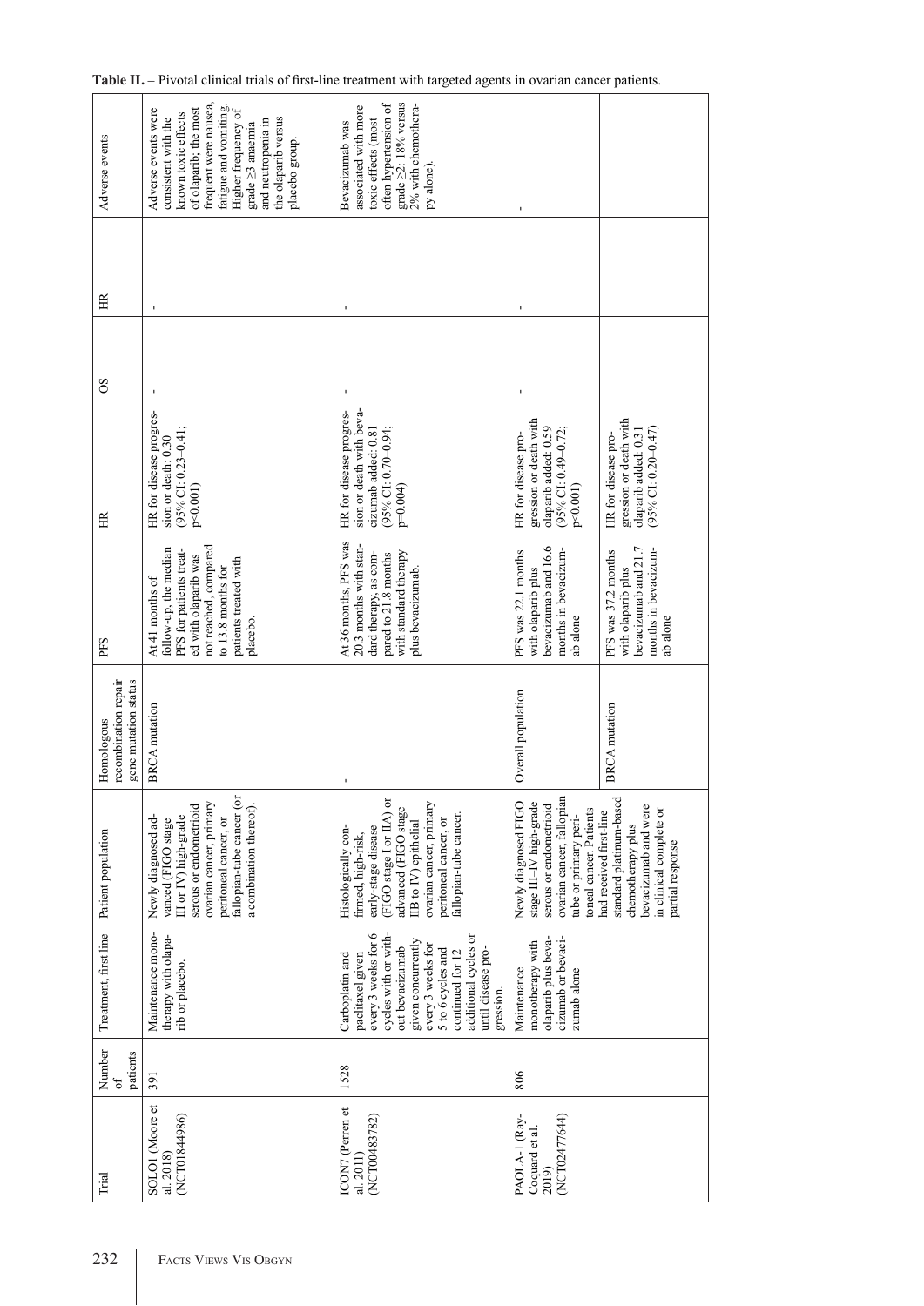**Table II.** – Pivotal clinical trials of first-line treatment with targeted agents in ovarian cancer patients.

| Trial | Number of patients | Treatment, first line | Patient population | Homologous recombination repair gene mutation status | PFS | HR | OS | HR | Adverse events |
|---|---|---|---|---|---|---|---|---|---|
| SOLO1 (Moore et al. 2018) (NCT01844986) | 391 | Maintenance monotherapy with olaparib or placebo. | Newly diagnosed advanced (FIGO stage III or IV) high-grade serous or endometrioid ovarian cancer, primary peritoneal cancer, or fallopian-tube cancer (or a combination thereof). | BRCA mutation | At 41 months of follow-up, the median PFS for patients treated with olaparib was not reached, compared to 13.8 months for patients treated with placebo. | HR for disease progression or death: 0.30 (95% CI: 0.23–0.41; p<0.001) | - | - | Adverse events were consistent with the known toxic effects of olaparib; the most frequent were nausea, fatigue and vomiting. Higher frequency of grade ≥3 anaemia and neutropenia in the olaparib versus placebo group. |
| ICON7 (Perren et al. 2011) (NCT00483782) | 1528 | Carboplatin and paclitaxel given every 3 weeks for 6 cycles with or without bevacizumab given concurrently every 3 weeks for 5 to 6 cycles and continued for 12 additional cycles or until disease progression. | Histologically confirmed, high-risk, early-stage disease (FIGO stage I or IIA) or advanced (FIGO stage IIB to IV) epithelial ovarian cancer, primary peritoneal cancer, or fallopian-tube cancer. | - | At 36 months, PFS was 20.3 months with standard therapy, as compared to 21.8 months with standard therapy plus bevacizumab. | HR for disease progression or death with bevacizumab added: 0.81 (95% CI: 0.70–0.94; p=0.004) | - | - | Bevacizumab was associated with more toxic effects (most often hypertension of grade ≥2: 18% versus 2% with chemotherapy alone). |
| PAOLA-1 (Ray-Coquard et al. 2019) (NCT02477644) | 806 | Maintenance monotherapy with olaparib plus bevacizumab or bevacizumab alone | Newly diagnosed FIGO stage III–IV high-grade serous or endometrioid ovarian cancer, fallopian tube or primary peritoneal cancer. Patients had received first-line standard platinum-based chemotherapy plus bevacizumab and were in clinical complete or partial response | Overall population | PFS was 22.1 months with olaparib plus bevacizumab and 16.6 months in bevacizumab alone | HR for disease progression or death with olaparib added: 0.59 (95% CI: 0.49–0.72; p<0.001) | - | - | - |
| | | | | BRCA mutation | PFS was 37.2 months with olaparib plus bevacizumab and 21.7 months in bevacizumab alone | HR for disease progression or death with olaparib added: 0.31 (95% CI: 0.20–0.47) | | | |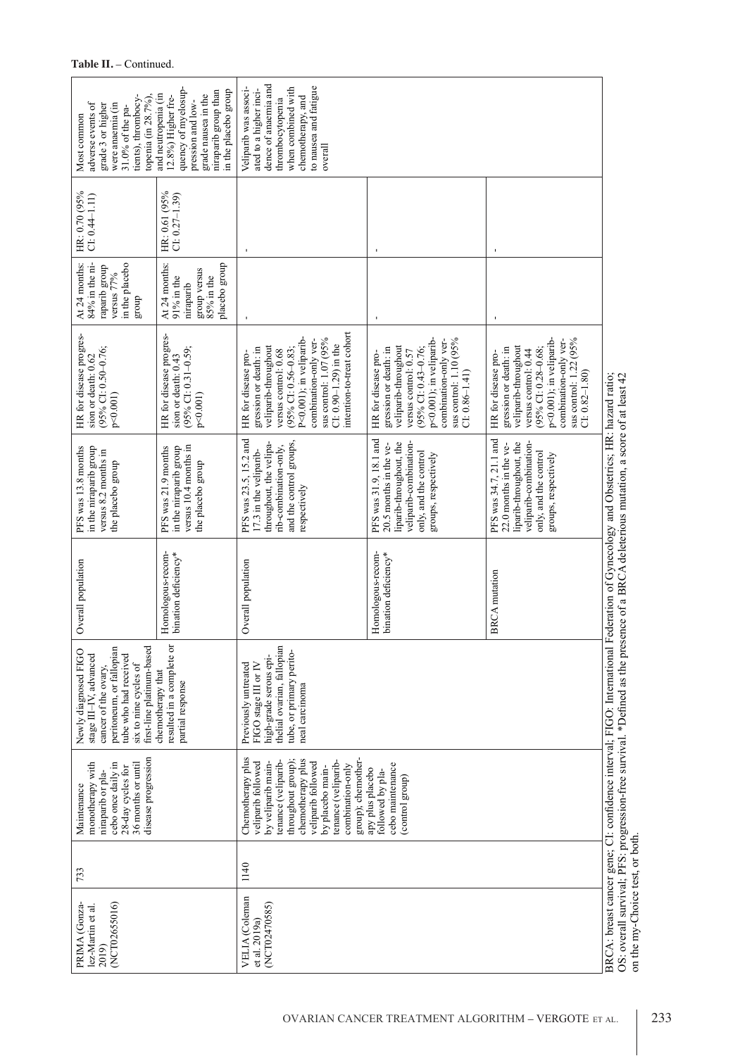**Table II.** – Continued.

| | | | | | | | | | |
|---|---|---|---|---|---|---|---|---|---|
| PRIMA (Gonzalez-Martin et al. 2019) (NCT02655016) | 733 | Maintenance monotherapy with niraparib or placebo once daily in 28-day cycles for 36 months or until disease progression | Newly diagnosed FIGO stage III–IV, advanced cancer of the ovary, peritoneum, or fallopian tube who had received six to nine cycles of first-line platinum-based chemotherapy that resulted in a complete or partial response | Overall population | PFS was 13.8 months in the niraparib group versus 8.2 months in the placebo group | HR for disease progression or death: 0.62 (95% CI: 0.50–0.76; p<0.001) | At 24 months: 84% in the niraparib group versus 77% in the placebo group | HR: 0.70 (95% CI: 0.44–1.11) | Most common adverse events of grade 3 or higher were anaemia (in 31.0% of the patients), thrombocytopenia (in 28.7%), and neutropenia (in 12.8%) Higher frequency of myelosuppression and low-grade nausea in the niraparib group than in the placebo group |
| | | | | Homologous-recombination deficiency* | PFS was 21.9 months in the niraparib group versus 10.4 months in the placebo group | HR for disease progression or death: 0.43 (95% CI: 0.31–0.59; p<0.001) | At 24 months: 91% in the niraparib group versus 85% in the placebo group | HR: 0.61 (95% CI: 0.27–1.39) | |
| VELIA (Coleman et al. 2019a) (NCT02470585) | 1140 | Chemotherapy plus veliparib followed by veliparib maintenance (veliparib-throughout group); chemotherapy plus veliparib followed by placebo maintenance (veliparib-combination-only group); chemotherapy plus placebo followed by placebo maintenance (control group) | Previously untreated FIGO stage III or IV high-grade serous epithelial ovarian, fallopian tube, or primary peritoneal carcinoma | Overall population | PFS was 23.5, 15.2 and 17.3 in the veliparib-throughout, the veliparib-combination-only, and the control groups, respectively | HR for disease progression or death: in veliparib-throughout versus control: 0.68 (95% CI: 0.56–0.83; P<0.001); in veliparib-combination-only versus control: 1.07 (95% CI: 0.90–1.29) in the intention-to-treat cohort | - | - | Veliparib was associated to a higher incidence of anaemia and thrombocytopenia when combined with chemotherapy, and to nausea and fatigue overall |
| | | | | Homologous-recombination deficiency* | PFS was 31.9, 18.1 and 20.5 months in the veliparib-throughout, the veliparib-combination-only, and the control groups, respectively | HR for disease progression or death: in veliparib-throughout versus control: 0.57 (95% CI: 0.43–0.76; p<0.001); in veliparib-combination-only versus control: 1.10 (95% CI: 0.86–1.41) | - | - | |
| | | | | BRCA mutation | PFS was 34.7, 21.1 and 22.0 months in the veliparib-throughout, the veliparib-combination-only, and the control groups, respectively | HR for disease progression or death: in veliparib-throughout versus control: 0.44 (95% CI: 0.28–0.68; p<0.001); in veliparib-combination-only versus control: 1.22 (95% CI: 0.82–1.80) | - | - | |

BRCA: breast cancer gene; CI: confidence interval; FIGO: International Federation of Gynecology and Obstetrics; HR: hazard ratio; OS: overall survival; PFS: progression-free survival. *Defined as the presence of a BRCA deleterious mutation, a score of at least 42 on the my-Choice test, or both.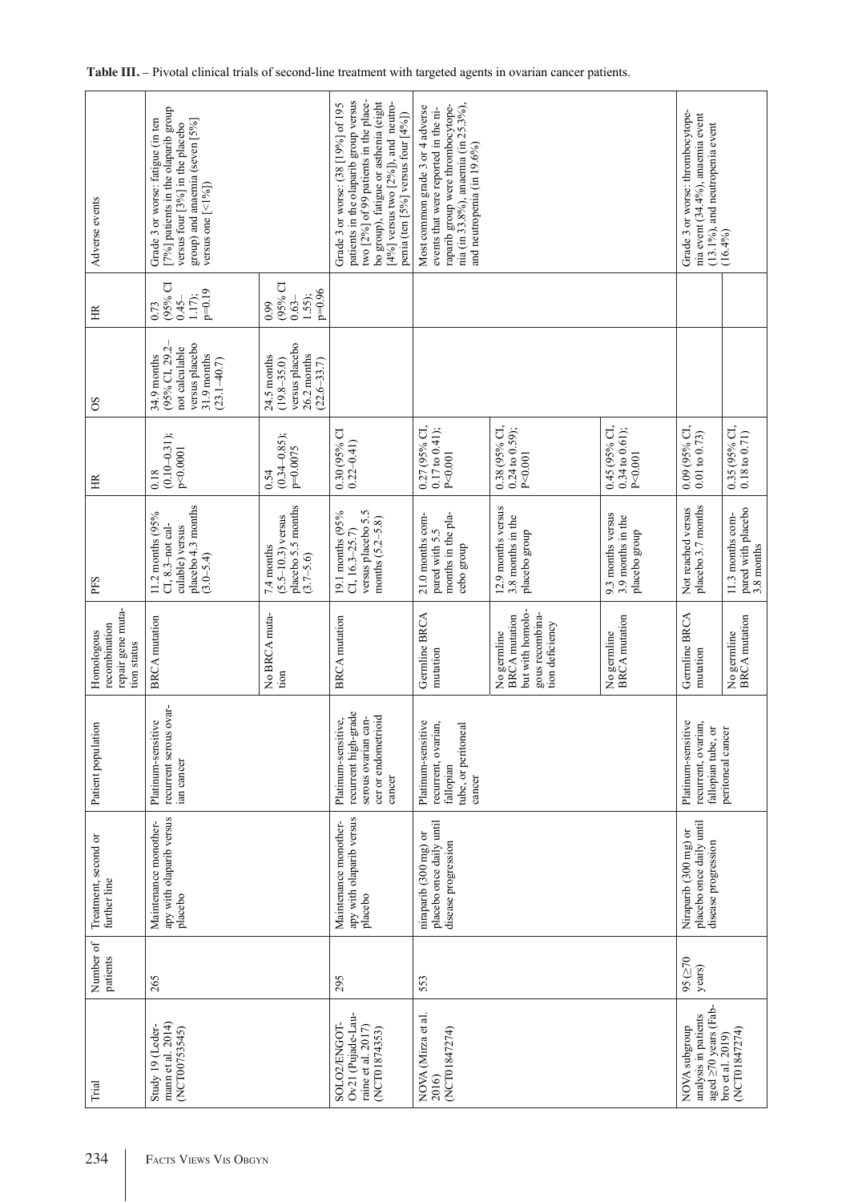**Table III.** – Pivotal clinical trials of second-line treatment with targeted agents in ovarian cancer patients.

| Trial | Number of patients | Treatment, second or further line | Patient population | Homologous recombination repair gene mutation status | PFS | HR | OS | HR | Adverse events |
|---|---|---|---|---|---|---|---|---|---|
| Study 19 (Ledermann et al. 2014) (NCT00753545) | 265 | Maintenance monotherapy with olaparib versus placebo | Platinum-sensitive recurrent serous ovarian cancer | BRCA mutation | 11.2 months (95% CI, 8.3–not calculable) versus placebo 4.3 months (3.0–5.4) | 0.18 (0.10–0.31); p<0.0001 | 34.9 months (95% CI, 29.2–not calculable versus placebo 31.9 months (23.1–40.7) | 0.73 (95% CI 0.45–1.17); p=0.19 | Grade 3 or worse: fatigue (in ten [7%] patients in the olaparib group versus four [3%] in the placebo group) and anaemia (seven [5%] versus one [<1%]) |
| | | | | No BRCA mutation | 7.4 months (5.5–10.3) versus placebo 5.5 months (3.7–5.6) | 0.54 (0.34–0.85); p=0.0075 | 24.5 months (19.8–35.0) versus placebo 26.2 months (22.6–33.7) | 0.99 (95% CI 0.63–1.55); p=0.96 | |
| SOLO2/ENGOT-Ov21 (Pujade-Lauraine et al. 2017) (NCT01874353) | 295 | Maintenance monotherapy with olaparib versus placebo | Platinum-sensitive, recurrent high-grade serous ovarian cancer or endometrioid cancer | BRCA mutation | 19.1 months (95% CI, 16.3–25.7) versus placebo 5.5 months (5.2–5.8) | 0.30 (95% CI 0.22–0.41) | | | Grade 3 or worse: (38 [19%] of 195 patients in the olaparib group versus two [2%] of 99 patients in the placebo group), fatigue or asthenia (eight [4%] versus two [2%]), and neutropenia (ten [5%] versus four [4%]) |
| NOVA (Mirza et al. 2016) (NCT01847274) | 553 | niraparib (300 mg) or placebo once daily until disease progression | Platinum-sensitive recurrent, ovarian, fallopian tube, or peritoneal cancer | Germline BRCA mutation | 21.0 months compared with 5.5 months in the placebo group | 0.27 (95% CI, 0.17 to 0.41); P<0.001 | | | Most common grade 3 or 4 adverse events that were reported in the niraparib group were thrombocytopenia (in 33.8%), anaemia (in 25.3%), and neutropenia (in 19.6%) |
| | | | | No germline BRCA mutation but with homologous recombination deficiency | 12.9 months versus 3.8 months in the placebo group | 0.38 (95% CI, 0.24 to 0.59); P<0.001 | | | |
| | | | | No germline BRCA mutation | 9.3 months versus 3.9 months in the placebo group | 0.45 (95% CI, 0.34 to 0.61); P<0.001 | | | |
| NOVA subgroup analysis in patients aged ≥70 years (Fabbro et al. 2019) (NCT01847274) | 95 (≥70 years) | Niraparib (300 mg) or placebo once daily until disease progression | Platinum-sensitive recurrent, ovarian, fallopian tube, or peritoneal cancer | Germline BRCA mutation | Not reached versus placebo 3.7 months | 0.09 (95% CI, 0.01 to 0.73) | | | Grade 3 or worse: thrombocytopenia event (34.4%), anaemia event (13.1%), and neutropenia event (16.4%) |
| | | | | No germline BRCA mutation | 11.3 months compared with placebo 3.8 months | 0.35 (95% CI, 0.18 to 0.71) | | | |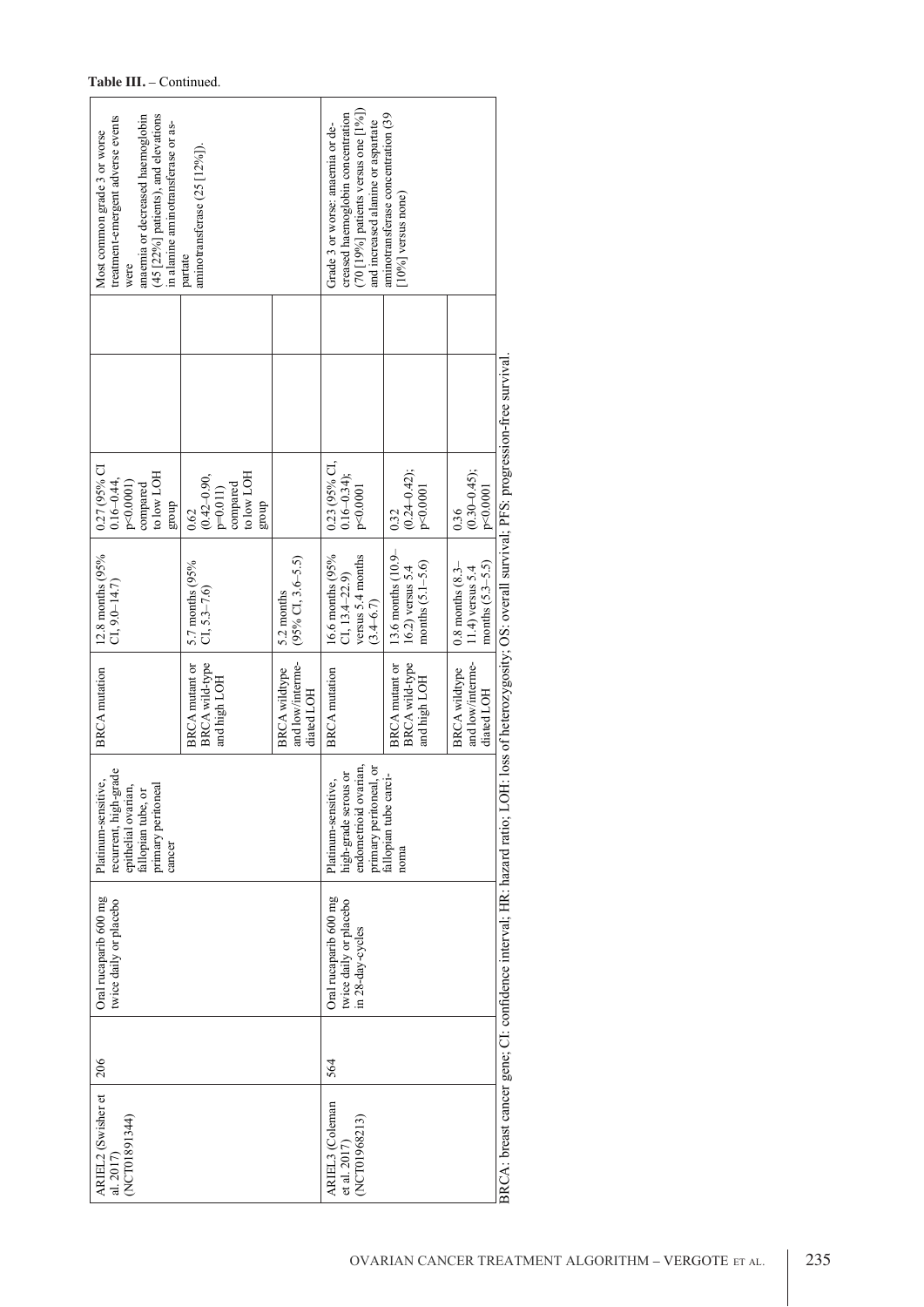**Table III.** – Continued.

| | | | | | | | | | |
|---|---|---|---|---|---|---|---|---|---|
| ARIEL2 (Swisher et al. 2017) (NCT01891344) | 206 | Oral rucaparib 600 mg twice daily or placebo | Platinum-sensitive, recurrent, high-grade epithelial ovarian, fallopian tube, or primary peritoneal cancer | BRCA mutation | 12.8 months (95% CI, 9.0–14.7) | 0.27 (95% CI 0.16–0.44, p<0.0001) compared to low LOH group | | | Most common grade 3 or worse treatment-emergent adverse events were anaemia or decreased haemoglobin (45 [22%] patients), and elevations in alanine aminotransferase or aspartate aminotransferase (25 [12%]). |
| | | | | BRCA mutant or BRCA wild-type and high LOH | 5.7 months (95% CI, 5.3–7.6) | 0.62 (0.42–0.90, p=0.011) compared to low LOH group | | | |
| | | | | BRCA wildtype and low/intermediated LOH | 5.2 months (95% CI, 3.6–5.5) | | | | |
| ARIEL3 (Coleman et al. 2017) (NCT01968213) | 564 | Oral rucaparib 600 mg twice daily or placebo in 28-day-cycles | Platinum-sensitive, high-grade serous or endometrioid ovarian, primary peritoneal, or fallopian tube carcinoma | BRCA mutation | 16.6 months (95% CI, 13.4–22.9) versus 5.4 months (3.4–6.7) | 0.23 (95% CI, 0.16–0.34); p<0.0001 | | | Grade 3 or worse: anaemia or decreased haemoglobin concentration (70 [19%] patients versus one [1%]) and increased alanine or aspartate aminotransferase concentration (39 [10%] versus none) |
| | | | | BRCA mutant or BRCA wild-type and high LOH | 13.6 months (10.9–16.2) versus 5.4 months (5.1–5.6) | 0.32 (0.24–0.42); p<0.0001 | | | |
| | | | | BRCA wildtype and low/intermediated LOH | 0.8 months (8.3–11.4) versus 5.4 months (5.3–5.5) | 0.36 (0.30–0.45); p<0.0001 | | | |

BRCA: breast cancer gene; CI: confidence interval; HR: hazard ratio; LOH: loss of heterozygosity; OS: overall survival; PFS: progression-free survival.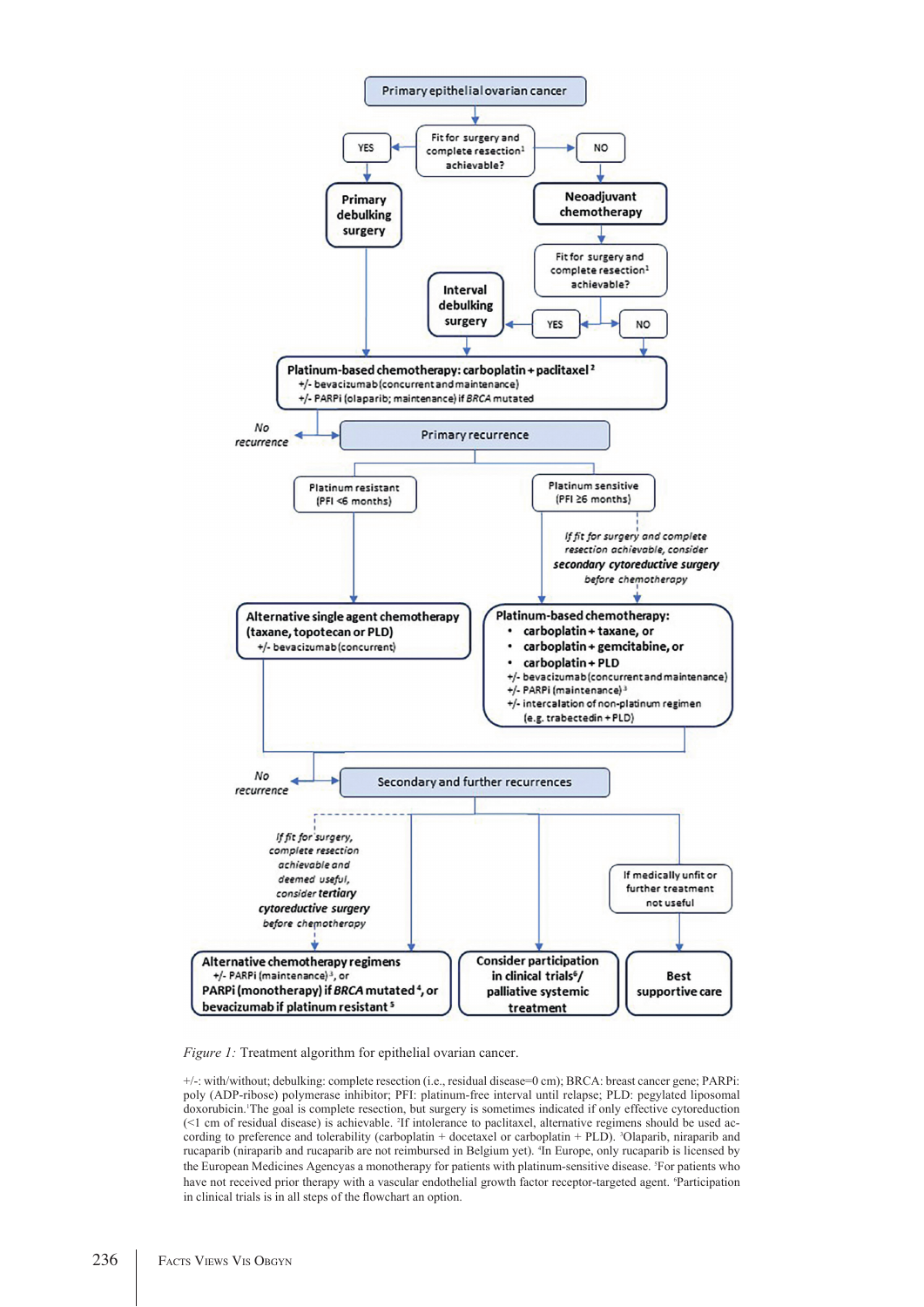Primary epithelial ovarian cancer

Fit for surgery and complete resection[1] achievable?

- YES → **Primary debulking surgery**
- NO → **Neoadjuvant chemotherapy** → Fit for surgery and complete resection[1] achievable?
  - YES → **Interval debulking surgery**
  - NO

**Platinum-based chemotherapy: carboplatin + paclitaxel[2]**
+/- bevacizumab (concurrent and maintenance)
+/- PARPi (olaparib; maintenance) if *BRCA* mutated

*No recurrence* ← Primary recurrence

Platinum resistant (PFI <6 months)

**Alternative single agent chemotherapy (taxane, topotecan or PLD)**
+/- bevacizumab (concurrent)

Platinum sensitive (PFI ≥6 months)

*If fit for surgery and complete resection achievable, consider* ***secondary cytoreductive surgery*** *before chemotherapy*

**Platinum-based chemotherapy:**
- **carboplatin + taxane, or**
- **carboplatin + gemcitabine, or**
- **carboplatin + PLD**

+/- bevacizumab (concurrent and maintenance)
+/- PARPi (maintenance)[3]
+/- intercalation of non-platinum regimen (e.g. trabectedin + PLD)

*No recurrence* ← Secondary and further recurrences

*If fit for surgery, complete resection achievable and deemed useful, consider* ***tertiary cytoreductive surgery*** *before chemotherapy*

**Alternative chemotherapy regimens**
+/- PARPi (maintenance)[3], or
**PARPi (monotherapy) if *BRCA* mutated[4], or**
**bevacizumab if platinum resistant[5]**

**Consider participation in clinical trials[6]/ palliative systemic treatment**

If medically unfit or further treatment not useful → **Best supportive care**

*Figure 1:* Treatment algorithm for epithelial ovarian cancer.

+/-: with/without; debulking: complete resection (i.e., residual disease=0 cm); BRCA: breast cancer gene; PARPi: poly (ADP-ribose) polymerase inhibitor; PFI: platinum-free interval until relapse; PLD: pegylated liposomal doxorubicin.[1]The goal is complete resection, but surgery is sometimes indicated if only effective cytoreduction (<1 cm of residual disease) is achievable. [2]If intolerance to paclitaxel, alternative regimens should be used according to preference and tolerability (carboplatin + docetaxel or carboplatin + PLD). [3]Olaparib, niraparib and rucaparib (niraparib and rucaparib are not reimbursed in Belgium yet). [4]In Europe, only rucaparib is licensed by the European Medicines Agencyas a monotherapy for patients with platinum-sensitive disease. [5]For patients who have not received prior therapy with a vascular endothelial growth factor receptor-targeted agent. [6]Participation in clinical trials is in all steps of the flowchart an option.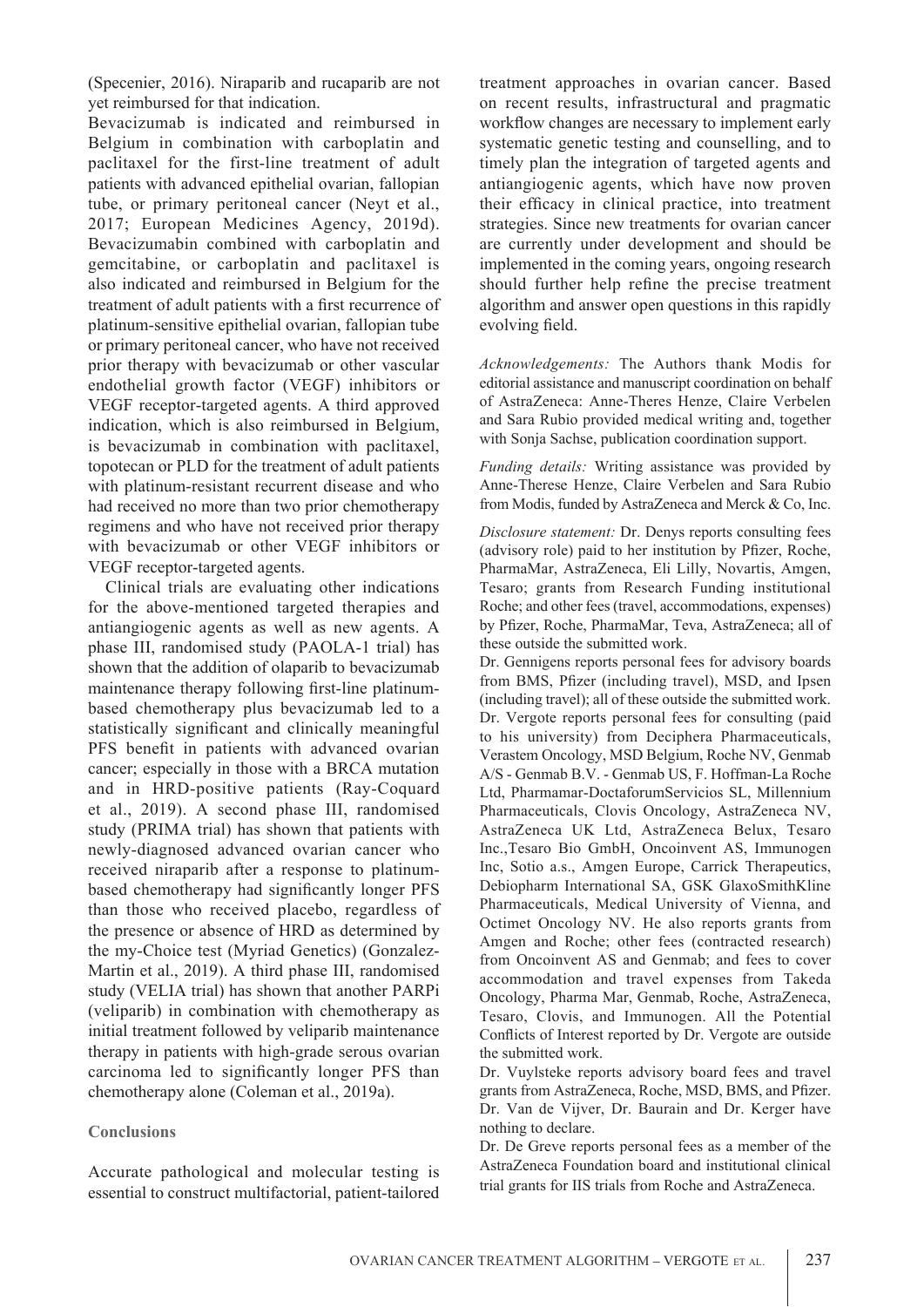(Specenier, 2016). Niraparib and rucaparib are not yet reimbursed for that indication.

Bevacizumab is indicated and reimbursed in Belgium in combination with carboplatin and paclitaxel for the first-line treatment of adult patients with advanced epithelial ovarian, fallopian tube, or primary peritoneal cancer (Neyt et al., 2017; European Medicines Agency, 2019d). Bevacizumabin combined with carboplatin and gemcitabine, or carboplatin and paclitaxel is also indicated and reimbursed in Belgium for the treatment of adult patients with a first recurrence of platinum-sensitive epithelial ovarian, fallopian tube or primary peritoneal cancer, who have not received prior therapy with bevacizumab or other vascular endothelial growth factor (VEGF) inhibitors or VEGF receptor-targeted agents. A third approved indication, which is also reimbursed in Belgium, is bevacizumab in combination with paclitaxel, topotecan or PLD for the treatment of adult patients with platinum-resistant recurrent disease and who had received no more than two prior chemotherapy regimens and who have not received prior therapy with bevacizumab or other VEGF inhibitors or VEGF receptor-targeted agents.

Clinical trials are evaluating other indications for the above-mentioned targeted therapies and antiangiogenic agents as well as new agents. A phase III, randomised study (PAOLA-1 trial) has shown that the addition of olaparib to bevacizumab maintenance therapy following first-line platinum-based chemotherapy plus bevacizumab led to a statistically significant and clinically meaningful PFS benefit in patients with advanced ovarian cancer; especially in those with a BRCA mutation and in HRD-positive patients (Ray-Coquard et al., 2019). A second phase III, randomised study (PRIMA trial) has shown that patients with newly-diagnosed advanced ovarian cancer who received niraparib after a response to platinum-based chemotherapy had significantly longer PFS than those who received placebo, regardless of the presence or absence of HRD as determined by the my-Choice test (Myriad Genetics) (Gonzalez-Martin et al., 2019). A third phase III, randomised study (VELIA trial) has shown that another PARPi (veliparib) in combination with chemotherapy as initial treatment followed by veliparib maintenance therapy in patients with high-grade serous ovarian carcinoma led to significantly longer PFS than chemotherapy alone (Coleman et al., 2019a).

## Conclusions

Accurate pathological and molecular testing is essential to construct multifactorial, patient-tailored treatment approaches in ovarian cancer. Based on recent results, infrastructural and pragmatic workflow changes are necessary to implement early systematic genetic testing and counselling, and to timely plan the integration of targeted agents and antiangiogenic agents, which have now proven their efficacy in clinical practice, into treatment strategies. Since new treatments for ovarian cancer are currently under development and should be implemented in the coming years, ongoing research should further help refine the precise treatment algorithm and answer open questions in this rapidly evolving field.

*Acknowledgements:* The Authors thank Modis for editorial assistance and manuscript coordination on behalf of AstraZeneca: Anne-Theres Henze, Claire Verbelen and Sara Rubio provided medical writing and, together with Sonja Sachse, publication coordination support.

*Funding details:* Writing assistance was provided by Anne-Therese Henze, Claire Verbelen and Sara Rubio from Modis, funded by AstraZeneca and Merck & Co, Inc.

*Disclosure statement:* Dr. Denys reports consulting fees (advisory role) paid to her institution by Pfizer, Roche, PharmaMar, AstraZeneca, Eli Lilly, Novartis, Amgen, Tesaro; grants from Research Funding institutional Roche; and other fees (travel, accommodations, expenses) by Pfizer, Roche, PharmaMar, Teva, AstraZeneca; all of these outside the submitted work.

Dr. Gennigens reports personal fees for advisory boards from BMS, Pfizer (including travel), MSD, and Ipsen (including travel); all of these outside the submitted work.

Dr. Vergote reports personal fees for consulting (paid to his university) from Deciphera Pharmaceuticals, Verastem Oncology, MSD Belgium, Roche NV, Genmab A/S - Genmab B.V. - Genmab US, F. Hoffman-La Roche Ltd, Pharmamar-DoctaforumServicios SL, Millennium Pharmaceuticals, Clovis Oncology, AstraZeneca NV, AstraZeneca UK Ltd, AstraZeneca Belux, Tesaro Inc.,Tesaro Bio GmbH, Oncoinvent AS, Immunogen Inc, Sotio a.s., Amgen Europe, Carrick Therapeutics, Debiopharm International SA, GSK GlaxoSmithKline Pharmaceuticals, Medical University of Vienna, and Octimet Oncology NV. He also reports grants from Amgen and Roche; other fees (contracted research) from Oncoinvent AS and Genmab; and fees to cover accommodation and travel expenses from Takeda Oncology, Pharma Mar, Genmab, Roche, AstraZeneca, Tesaro, Clovis, and Immunogen. All the Potential Conflicts of Interest reported by Dr. Vergote are outside the submitted work.

Dr. Vuylsteke reports advisory board fees and travel grants from AstraZeneca, Roche, MSD, BMS, and Pfizer.

Dr. Van de Vijver, Dr. Baurain and Dr. Kerger have nothing to declare.

Dr. De Greve reports personal fees as a member of the AstraZeneca Foundation board and institutional clinical trial grants for IIS trials from Roche and AstraZeneca.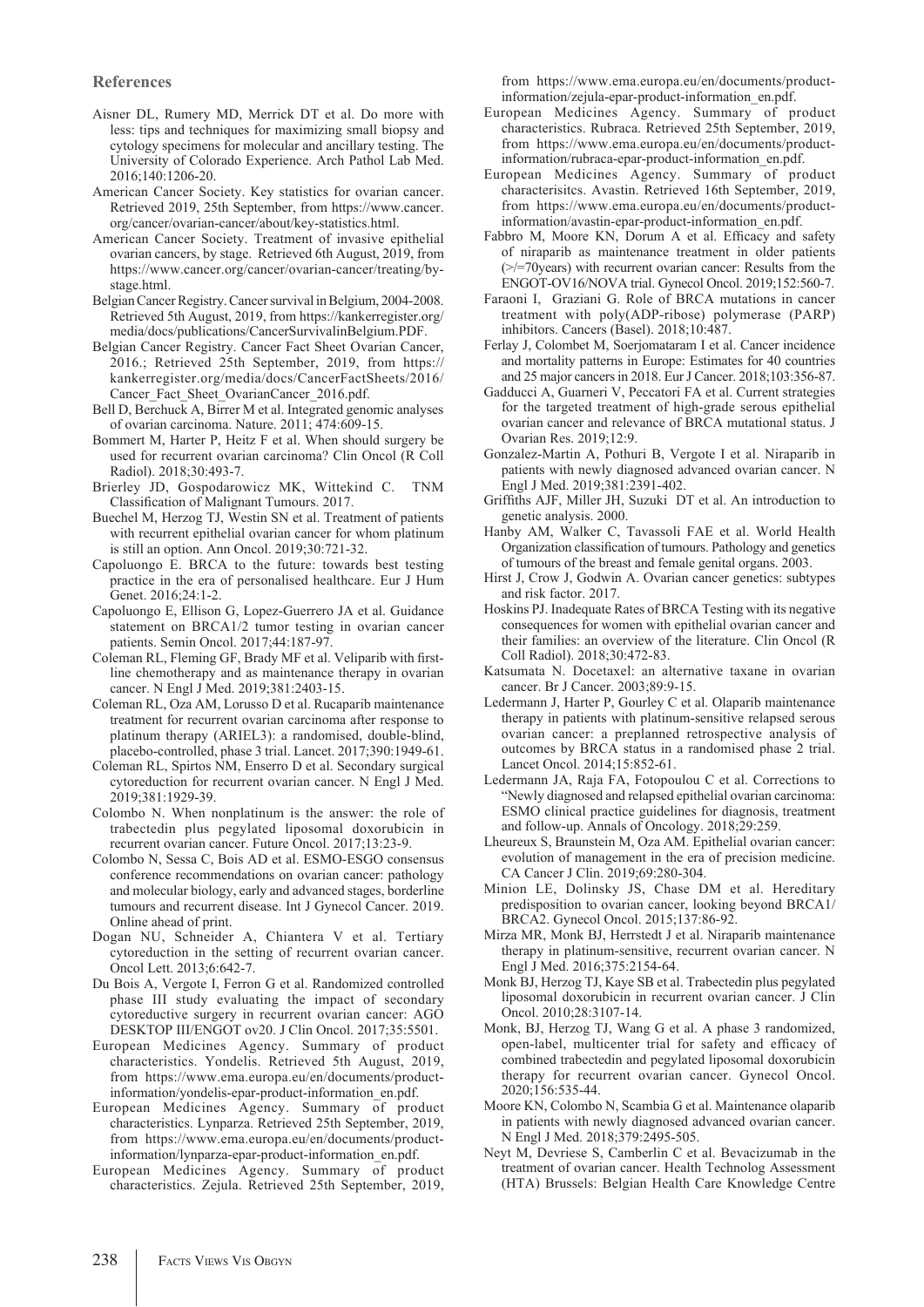## References

Aisner DL, Rumery MD, Merrick DT et al. Do more with less: tips and techniques for maximizing small biopsy and cytology specimens for molecular and ancillary testing. The University of Colorado Experience. Arch Pathol Lab Med. 2016;140:1206-20.

American Cancer Society. Key statistics for ovarian cancer. Retrieved 2019, 25th September, from https://www.cancer.org/cancer/ovarian-cancer/about/key-statistics.html.

American Cancer Society. Treatment of invasive epithelial ovarian cancers, by stage. Retrieved 6th August, 2019, from https://www.cancer.org/cancer/ovarian-cancer/treating/by-stage.html.

Belgian Cancer Registry. Cancer survival in Belgium, 2004-2008. Retrieved 5th August, 2019, from https://kankerregister.org/media/docs/publications/CancerSurvivalinBelgium.PDF.

Belgian Cancer Registry. Cancer Fact Sheet Ovarian Cancer, 2016.; Retrieved 25th September, 2019, from https://kankerregister.org/media/docs/CancerFactSheets/2016/Cancer_Fact_Sheet_OvarianCancer_2016.pdf.

Bell D, Berchuck A, Birrer M et al. Integrated genomic analyses of ovarian carcinoma. Nature. 2011; 474:609-15.

Bommert M, Harter P, Heitz F et al. When should surgery be used for recurrent ovarian carcinoma? Clin Oncol (R Coll Radiol). 2018;30:493-7.

Brierley JD, Gospodarowicz MK, Wittekind C. TNM Classification of Malignant Tumours. 2017.

Buechel M, Herzog TJ, Westin SN et al. Treatment of patients with recurrent epithelial ovarian cancer for whom platinum is still an option. Ann Oncol. 2019;30:721-32.

Capoluongo E. BRCA to the future: towards best testing practice in the era of personalised healthcare. Eur J Hum Genet. 2016;24:1-2.

Capoluongo E, Ellison G, Lopez-Guerrero JA et al. Guidance statement on BRCA1/2 tumor testing in ovarian cancer patients. Semin Oncol. 2017;44:187-97.

Coleman RL, Fleming GF, Brady MF et al. Veliparib with first-line chemotherapy and as maintenance therapy in ovarian cancer. N Engl J Med. 2019;381:2403-15.

Coleman RL, Oza AM, Lorusso D et al. Rucaparib maintenance treatment for recurrent ovarian carcinoma after response to platinum therapy (ARIEL3): a randomised, double-blind, placebo-controlled, phase 3 trial. Lancet. 2017;390:1949-61.

Coleman RL, Spirtos NM, Enserro D et al. Secondary surgical cytoreduction for recurrent ovarian cancer. N Engl J Med. 2019;381:1929-39.

Colombo N. When nonplatinum is the answer: the role of trabectedin plus pegylated liposomal doxorubicin in recurrent ovarian cancer. Future Oncol. 2017;13:23-9.

Colombo N, Sessa C, Bois AD et al. ESMO-ESGO consensus conference recommendations on ovarian cancer: pathology and molecular biology, early and advanced stages, borderline tumours and recurrent disease. Int J Gynecol Cancer. 2019. Online ahead of print.

Dogan NU, Schneider A, Chiantera V et al. Tertiary cytoreduction in the setting of recurrent ovarian cancer. Oncol Lett. 2013;6:642-7.

Du Bois A, Vergote I, Ferron G et al. Randomized controlled phase III study evaluating the impact of secondary cytoreductive surgery in recurrent ovarian cancer: AGO DESKTOP III/ENGOT ov20. J Clin Oncol. 2017;35:5501.

European Medicines Agency. Summary of product characteristics. Yondelis. Retrieved 5th August, 2019, from https://www.ema.europa.eu/en/documents/product-information/yondelis-epar-product-information_en.pdf.

European Medicines Agency. Summary of product characteristics. Lynparza. Retrieved 25th September, 2019, from https://www.ema.europa.eu/en/documents/product-information/lynparza-epar-product-information_en.pdf.

European Medicines Agency. Summary of product characteristics. Zejula. Retrieved 25th September, 2019, from https://www.ema.europa.eu/en/documents/product-information/zejula-epar-product-information_en.pdf.

European Medicines Agency. Summary of product characteristics. Rubraca. Retrieved 25th September, 2019, from https://www.ema.europa.eu/en/documents/product-information/rubraca-epar-product-information_en.pdf.

European Medicines Agency. Summary of product characterisitcs. Avastin. Retrieved 16th September, 2019, from https://www.ema.europa.eu/en/documents/product-information/avastin-epar-product-information_en.pdf.

Fabbro M, Moore KN, Dorum A et al. Efficacy and safety of niraparib as maintenance treatment in older patients (>/=70years) with recurrent ovarian cancer: Results from the ENGOT-OV16/NOVA trial. Gynecol Oncol. 2019;152:560-7.

Faraoni I, Graziani G. Role of BRCA mutations in cancer treatment with poly(ADP-ribose) polymerase (PARP) inhibitors. Cancers (Basel). 2018;10:487.

Ferlay J, Colombet M, Soerjomataram I et al. Cancer incidence and mortality patterns in Europe: Estimates for 40 countries and 25 major cancers in 2018. Eur J Cancer. 2018;103:356-87.

Gadducci A, Guarneri V, Peccatori FA et al. Current strategies for the targeted treatment of high-grade serous epithelial ovarian cancer and relevance of BRCA mutational status. J Ovarian Res. 2019;12:9.

Gonzalez-Martin A, Pothuri B, Vergote I et al. Niraparib in patients with newly diagnosed advanced ovarian cancer. N Engl J Med. 2019;381:2391-402.

Griffiths AJF, Miller JH, Suzuki DT et al. An introduction to genetic analysis. 2000.

Hanby AM, Walker C, Tavassoli FAE et al. World Health Organization classification of tumours. Pathology and genetics of tumours of the breast and female genital organs. 2003.

Hirst J, Crow J, Godwin A. Ovarian cancer genetics: subtypes and risk factor. 2017.

Hoskins PJ. Inadequate Rates of BRCA Testing with its negative consequences for women with epithelial ovarian cancer and their families: an overview of the literature. Clin Oncol (R Coll Radiol). 2018;30:472-83.

Katsumata N. Docetaxel: an alternative taxane in ovarian cancer. Br J Cancer. 2003;89:9-15.

Ledermann J, Harter P, Gourley C et al. Olaparib maintenance therapy in patients with platinum-sensitive relapsed serous ovarian cancer: a preplanned retrospective analysis of outcomes by BRCA status in a randomised phase 2 trial. Lancet Oncol. 2014;15:852-61.

Ledermann JA, Raja FA, Fotopoulou C et al. Corrections to "Newly diagnosed and relapsed epithelial ovarian carcinoma: ESMO clinical practice guidelines for diagnosis, treatment and follow-up. Annals of Oncology. 2018;29:259.

Lheureux S, Braunstein M, Oza AM. Epithelial ovarian cancer: evolution of management in the era of precision medicine. CA Cancer J Clin. 2019;69:280-304.

Minion LE, Dolinsky JS, Chase DM et al. Hereditary predisposition to ovarian cancer, looking beyond BRCA1/BRCA2. Gynecol Oncol. 2015;137:86-92.

Mirza MR, Monk BJ, Herrstedt J et al. Niraparib maintenance therapy in platinum-sensitive, recurrent ovarian cancer. N Engl J Med. 2016;375:2154-64.

Monk BJ, Herzog TJ, Kaye SB et al. Trabectedin plus pegylated liposomal doxorubicin in recurrent ovarian cancer. J Clin Oncol. 2010;28:3107-14.

Monk, BJ, Herzog TJ, Wang G et al. A phase 3 randomized, open-label, multicenter trial for safety and efficacy of combined trabectedin and pegylated liposomal doxorubicin therapy for recurrent ovarian cancer. Gynecol Oncol. 2020;156:535-44.

Moore KN, Colombo N, Scambia G et al. Maintenance olaparib in patients with newly diagnosed advanced ovarian cancer. N Engl J Med. 2018;379:2495-505.

Neyt M, Devriese S, Camberlin C et al. Bevacizumab in the treatment of ovarian cancer. Health Technolog Assessment (HTA) Brussels: Belgian Health Care Knowledge Centre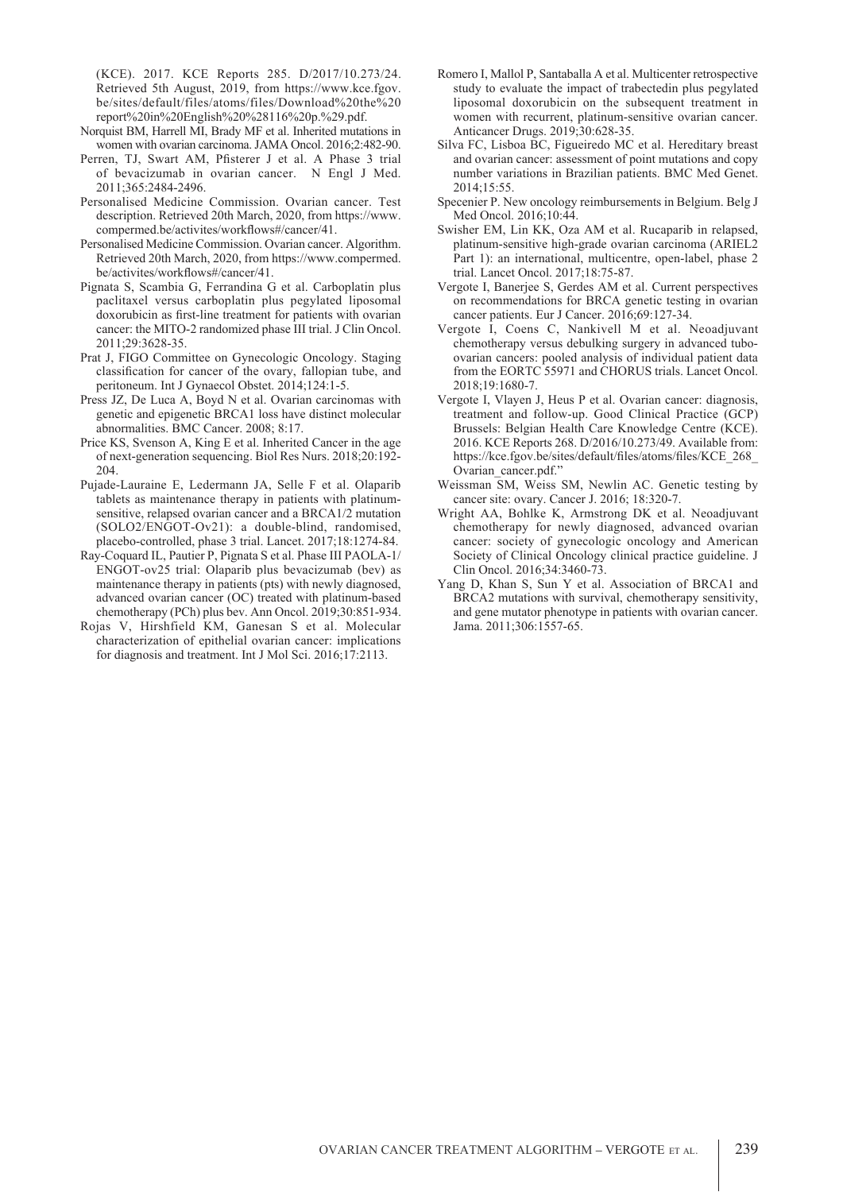(KCE). 2017. KCE Reports 285. D/2017/10.273/24. Retrieved 5th August, 2019, from https://www.kce.fgov.be/sites/default/files/atoms/files/Download%20the%20report%20in%20English%20%28116%20p.%29.pdf.

Norquist BM, Harrell MI, Brady MF et al. Inherited mutations in women with ovarian carcinoma. JAMA Oncol. 2016;2:482-90.

Perren, TJ, Swart AM, Pfisterer J et al. A Phase 3 trial of bevacizumab in ovarian cancer. N Engl J Med. 2011;365:2484-2496.

Personalised Medicine Commission. Ovarian cancer. Test description. Retrieved 20th March, 2020, from https://www.compermed.be/activites/workflows#/cancer/41.

Personalised Medicine Commission. Ovarian cancer. Algorithm. Retrieved 20th March, 2020, from https://www.compermed.be/activites/workflows#/cancer/41.

Pignata S, Scambia G, Ferrandina G et al. Carboplatin plus paclitaxel versus carboplatin plus pegylated liposomal doxorubicin as first-line treatment for patients with ovarian cancer: the MITO-2 randomized phase III trial. J Clin Oncol. 2011;29:3628-35.

Prat J, FIGO Committee on Gynecologic Oncology. Staging classification for cancer of the ovary, fallopian tube, and peritoneum. Int J Gynaecol Obstet. 2014;124:1-5.

Press JZ, De Luca A, Boyd N et al. Ovarian carcinomas with genetic and epigenetic BRCA1 loss have distinct molecular abnormalities. BMC Cancer. 2008; 8:17.

Price KS, Svenson A, King E et al. Inherited Cancer in the age of next-generation sequencing. Biol Res Nurs. 2018;20:192-204.

Pujade-Lauraine E, Ledermann JA, Selle F et al. Olaparib tablets as maintenance therapy in patients with platinum-sensitive, relapsed ovarian cancer and a BRCA1/2 mutation (SOLO2/ENGOT-Ov21): a double-blind, randomised, placebo-controlled, phase 3 trial. Lancet. 2017;18:1274-84.

Ray-Coquard IL, Pautier P, Pignata S et al. Phase III PAOLA-1/ENGOT-ov25 trial: Olaparib plus bevacizumab (bev) as maintenance therapy in patients (pts) with newly diagnosed, advanced ovarian cancer (OC) treated with platinum-based chemotherapy (PCh) plus bev. Ann Oncol. 2019;30:851-934.

Rojas V, Hirshfield KM, Ganesan S et al. Molecular characterization of epithelial ovarian cancer: implications for diagnosis and treatment. Int J Mol Sci. 2016;17:2113.

Romero I, Mallol P, Santaballa A et al. Multicenter retrospective study to evaluate the impact of trabectedin plus pegylated liposomal doxorubicin on the subsequent treatment in women with recurrent, platinum-sensitive ovarian cancer. Anticancer Drugs. 2019;30:628-35.

Silva FC, Lisboa BC, Figueiredo MC et al. Hereditary breast and ovarian cancer: assessment of point mutations and copy number variations in Brazilian patients. BMC Med Genet. 2014;15:55.

Specenier P. New oncology reimbursements in Belgium. Belg J Med Oncol. 2016;10:44.

Swisher EM, Lin KK, Oza AM et al. Rucaparib in relapsed, platinum-sensitive high-grade ovarian carcinoma (ARIEL2 Part 1): an international, multicentre, open-label, phase 2 trial. Lancet Oncol. 2017;18:75-87.

Vergote I, Banerjee S, Gerdes AM et al. Current perspectives on recommendations for BRCA genetic testing in ovarian cancer patients. Eur J Cancer. 2016;69:127-34.

Vergote I, Coens C, Nankivell M et al. Neoadjuvant chemotherapy versus debulking surgery in advanced tubo-ovarian cancers: pooled analysis of individual patient data from the EORTC 55971 and CHORUS trials. Lancet Oncol. 2018;19:1680-7.

Vergote I, Vlayen J, Heus P et al. Ovarian cancer: diagnosis, treatment and follow-up. Good Clinical Practice (GCP) Brussels: Belgian Health Care Knowledge Centre (KCE). 2016. KCE Reports 268. D/2016/10.273/49. Available from: https://kce.fgov.be/sites/default/files/atoms/files/KCE_268_Ovarian_cancer.pdf."

Weissman SM, Weiss SM, Newlin AC. Genetic testing by cancer site: ovary. Cancer J. 2016; 18:320-7.

Wright AA, Bohlke K, Armstrong DK et al. Neoadjuvant chemotherapy for newly diagnosed, advanced ovarian cancer: society of gynecologic oncology and American Society of Clinical Oncology clinical practice guideline. J Clin Oncol. 2016;34:3460-73.

Yang D, Khan S, Sun Y et al. Association of BRCA1 and BRCA2 mutations with survival, chemotherapy sensitivity, and gene mutator phenotype in patients with ovarian cancer. Jama. 2011;306:1557-65.